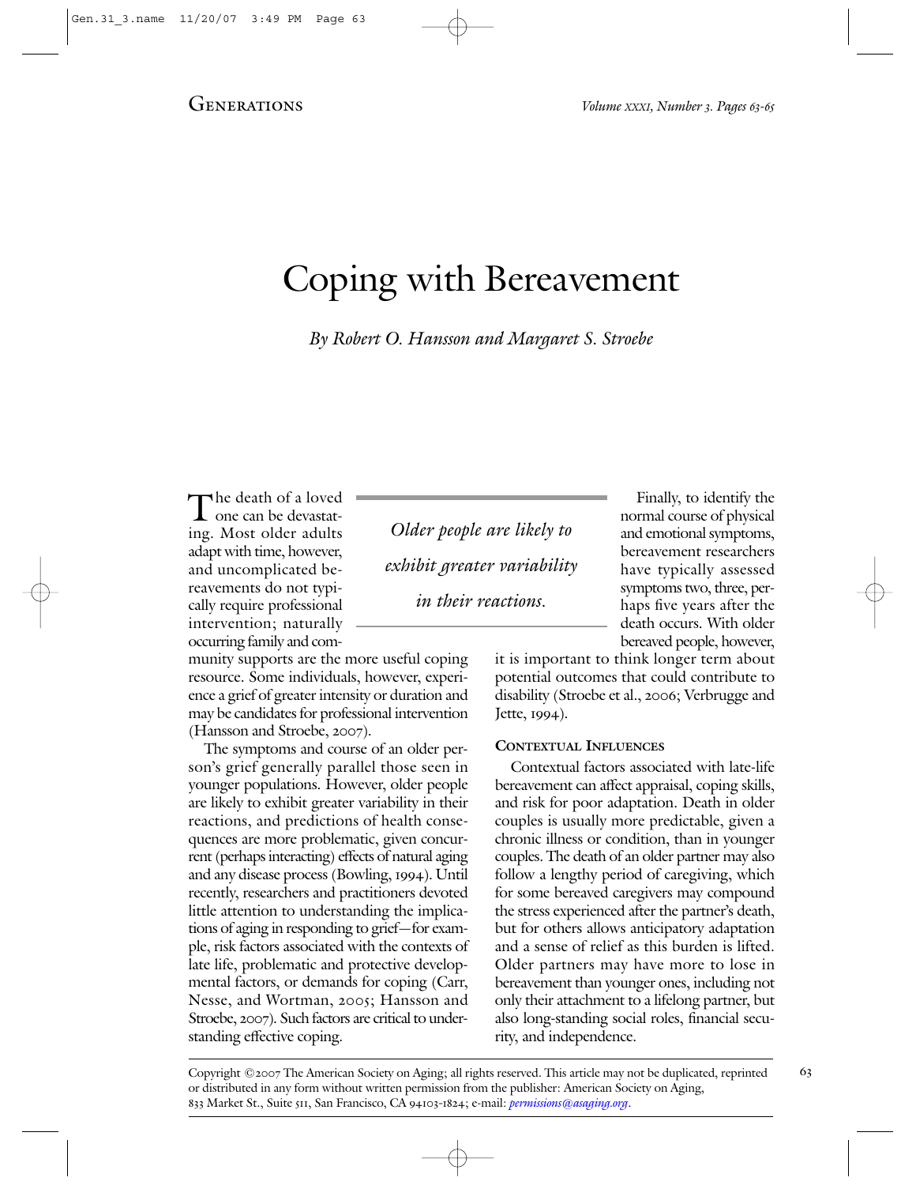# Coping with Bereavement

*By Robert O. Hansson and Margaret S. Stroebe*

The death of a loved one can be devastating. Most older adults adapt with time, however, and uncomplicated bereavements do not typically require professional intervention; naturally occurring family and community supports are the more useful coping resource. Some individuals, however, experience a grief of greater intensity or duration and may be candidates for professional intervention (Hansson and Stroebe, 2007).

The symptoms and course of an older person's grief generally parallel those seen in younger populations. However, older people are likely to exhibit greater variability in their reactions, and predictions of health consequences are more problematic, given concurrent (perhaps interacting) effects of natural aging and any disease process (Bowling, 1994). Until recently, researchers and practitioners devoted little attention to understanding the implications of aging in responding to grief—for example, risk factors associated with the contexts of late life, problematic and protective developmental factors, or demands for coping (Carr, Nesse, and Wortman, 2005; Hansson and Stroebe, 2007). Such factors are critical to understanding effective coping.

> *Older people are likely to exhibit greater variability in their reactions.*

Finally, to identify the normal course of physical and emotional symptoms, bereavement researchers have typically assessed symptoms two, three, perhaps five years after the death occurs. With older bereaved people, however, it is important to think longer term about potential outcomes that could contribute to disability (Stroebe et al., 2006; Verbrugge and Jette, 1994).

### Contextual Influences

Contextual factors associated with late-life bereavement can affect appraisal, coping skills, and risk for poor adaptation. Death in older couples is usually more predictable, given a chronic illness or condition, than in younger couples. The death of an older partner may also follow a lengthy period of caregiving, which for some bereaved caregivers may compound the stress experienced after the partner's death, but for others allows anticipatory adaptation and a sense of relief as this burden is lifted. Older partners may have more to lose in bereavement than younger ones, including not only their attachment to a lifelong partner, but also long-standing social roles, financial security, and independence.

Copyright ©2007 The American Society on Aging; all rights reserved. This article may not be duplicated, reprinted or distributed in any form without written permission from the publisher: American Society on Aging, 833 Market St., Suite 511, San Francisco, CA 94103-1824; e-mail: *permissions@asaging.org*.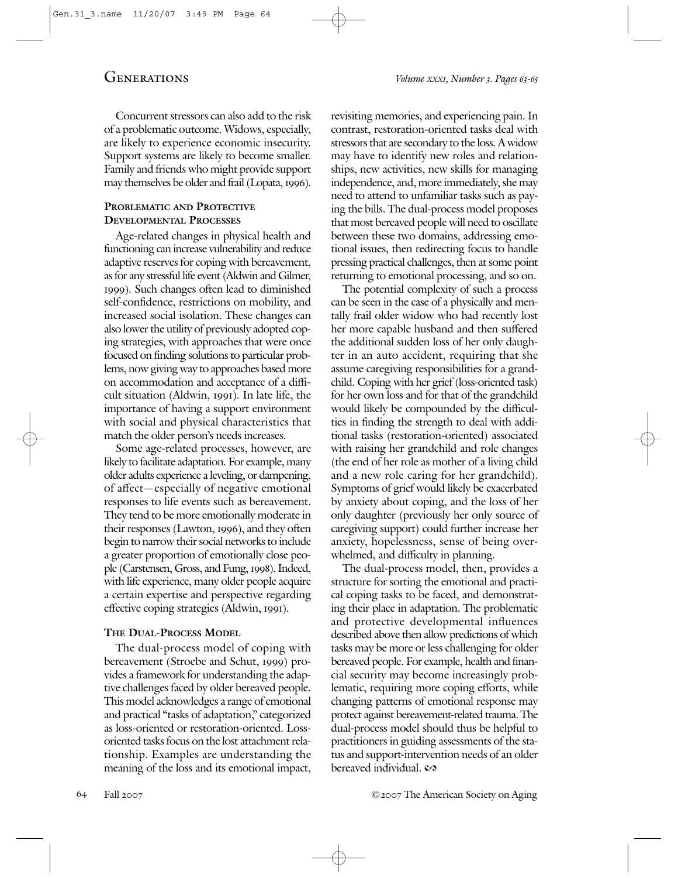Concurrent stressors can also add to the risk of a problematic outcome. Widows, especially, are likely to experience economic insecurity. Support systems are likely to become smaller. Family and friends who might provide support may themselves be older and frail (Lopata, 1996).

### Problematic and Protective Developmental Processes

Age-related changes in physical health and functioning can increase vulnerability and reduce adaptive reserves for coping with bereavement, as for any stressful life event (Aldwin and Gilmer, 1999). Such changes often lead to diminished self-confidence, restrictions on mobility, and increased social isolation. These changes can also lower the utility of previously adopted coping strategies, with approaches that were once focused on finding solutions to particular problems, now giving way to approaches based more on accommodation and acceptance of a difficult situation (Aldwin, 1991). In late life, the importance of having a support environment with social and physical characteristics that match the older person's needs increases.

Some age-related processes, however, are likely to facilitate adaptation. For example, many older adults experience a leveling, or dampening, of affect—especially of negative emotional responses to life events such as bereavement. They tend to be more emotionally moderate in their responses (Lawton, 1996), and they often begin to narrow their social networks to include a greater proportion of emotionally close people (Carstensen, Gross, and Fung, 1998). Indeed, with life experience, many older people acquire a certain expertise and perspective regarding effective coping strategies (Aldwin, 1991).

### The Dual-Process Model

The dual-process model of coping with bereavement (Stroebe and Schut, 1999) provides a framework for understanding the adaptive challenges faced by older bereaved people. This model acknowledges a range of emotional and practical "tasks of adaptation," categorized as loss-oriented or restoration-oriented. Loss-oriented tasks focus on the lost attachment relationship. Examples are understanding the meaning of the loss and its emotional impact, revisiting memories, and experiencing pain. In contrast, restoration-oriented tasks deal with stressors that are secondary to the loss. A widow may have to identify new roles and relationships, new activities, new skills for managing independence, and, more immediately, she may need to attend to unfamiliar tasks such as paying the bills. The dual-process model proposes that most bereaved people will need to oscillate between these two domains, addressing emotional issues, then redirecting focus to handle pressing practical challenges, then at some point returning to emotional processing, and so on.

The potential complexity of such a process can be seen in the case of a physically and mentally frail older widow who had recently lost her more capable husband and then suffered the additional sudden loss of her only daughter in an auto accident, requiring that she assume caregiving responsibilities for a grandchild. Coping with her grief (loss-oriented task) for her own loss and for that of the grandchild would likely be compounded by the difficulties in finding the strength to deal with additional tasks (restoration-oriented) associated with raising her grandchild and role changes (the end of her role as mother of a living child and a new role caring for her grandchild). Symptoms of grief would likely be exacerbated by anxiety about coping, and the loss of her only daughter (previously her only source of caregiving support) could further increase her anxiety, hopelessness, sense of being overwhelmed, and difficulty in planning.

The dual-process model, then, provides a structure for sorting the emotional and practical coping tasks to be faced, and demonstrating their place in adaptation. The problematic and protective developmental influences described above then allow predictions of which tasks may be more or less challenging for older bereaved people. For example, health and financial security may become increasingly problematic, requiring more coping efforts, while changing patterns of emotional response may protect against bereavement-related trauma. The dual-process model should thus be helpful to practitioners in guiding assessments of the status and support-intervention needs of an older bereaved individual.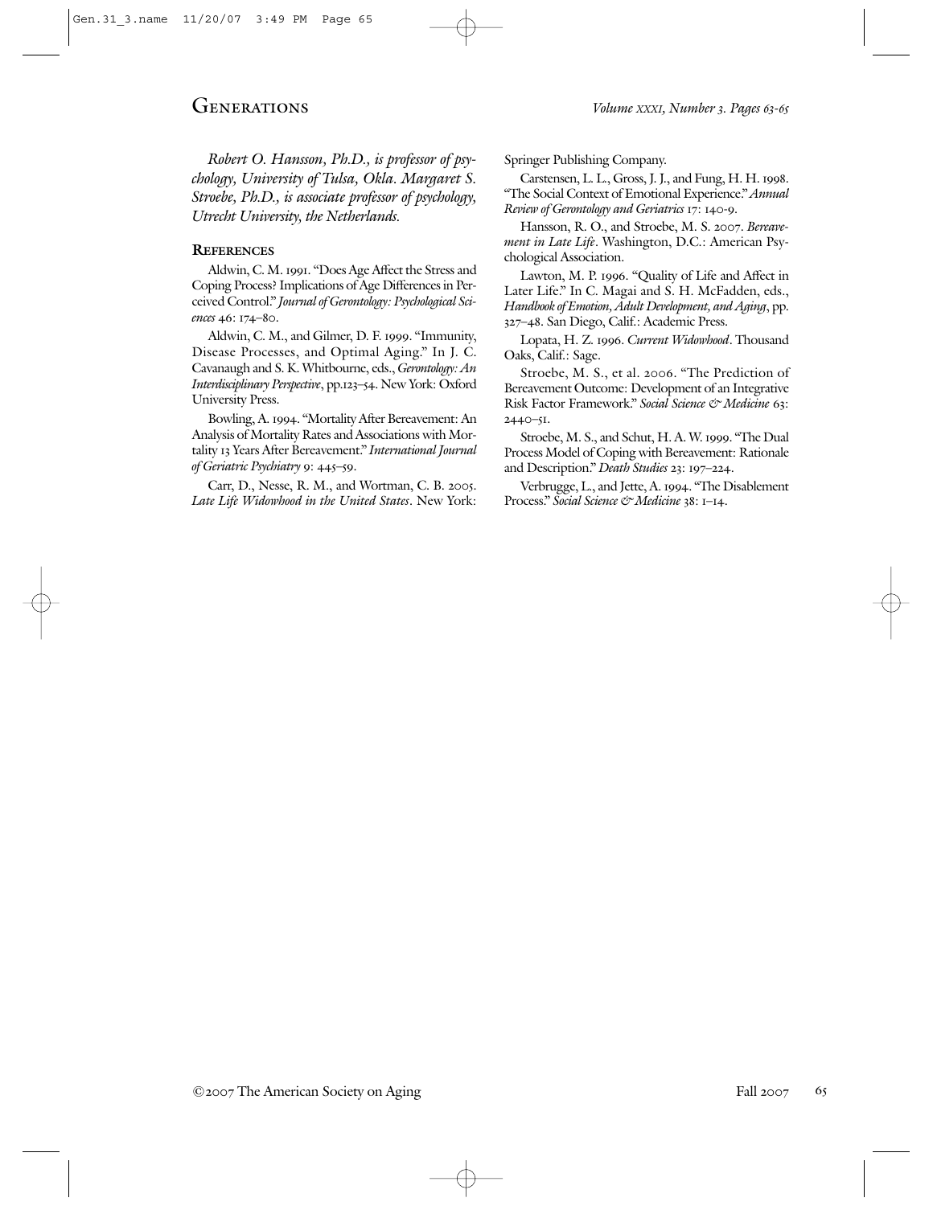*Robert O. Hansson, Ph.D., is professor of psychology, University of Tulsa, Okla. Margaret S. Stroebe, Ph.D., is associate professor of psychology, Utrecht University, the Netherlands.*

## References

Aldwin, C. M. 1991. "Does Age Affect the Stress and Coping Process? Implications of Age Differences in Perceived Control." *Journal of Gerontology: Psychological Sciences* 46: 174–80.

Aldwin, C. M., and Gilmer, D. F. 1999. "Immunity, Disease Processes, and Optimal Aging." In J. C. Cavanaugh and S. K. Whitbourne, eds., *Gerontology: An Interdisciplinary Perspective*, pp.123–54. New York: Oxford University Press.

Bowling, A. 1994. "Mortality After Bereavement: An Analysis of Mortality Rates and Associations with Mortality 13 Years After Bereavement." *International Journal of Geriatric Psychiatry* 9: 445–59.

Carr, D., Nesse, R. M., and Wortman, C. B. 2005. *Late Life Widowhood in the United States*. New York: Springer Publishing Company.

Carstensen, L. L., Gross, J. J., and Fung, H. H. 1998. "The Social Context of Emotional Experience." *Annual Review of Gerontology and Geriatrics* 17: 140-9.

Hansson, R. O., and Stroebe, M. S. 2007. *Bereavement in Late Life*. Washington, D.C.: American Psychological Association.

Lawton, M. P. 1996. "Quality of Life and Affect in Later Life." In C. Magai and S. H. McFadden, eds., *Handbook of Emotion, Adult Development, and Aging*, pp. 327–48. San Diego, Calif.: Academic Press.

Lopata, H. Z. 1996. *Current Widowhood*. Thousand Oaks, Calif.: Sage.

Stroebe, M. S., et al. 2006. "The Prediction of Bereavement Outcome: Development of an Integrative Risk Factor Framework." *Social Science & Medicine* 63: 2440–51.

Stroebe, M. S., and Schut, H. A. W. 1999. "The Dual Process Model of Coping with Bereavement: Rationale and Description." *Death Studies* 23: 197–224.

Verbrugge, L., and Jette, A. 1994. "The Disablement Process." *Social Science & Medicine* 38: 1–14.